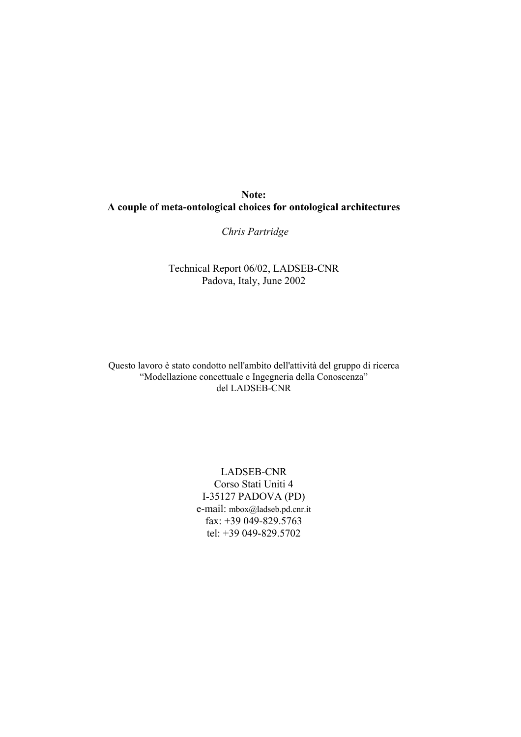**Note:**
**A couple of meta-ontological choices for ontological architectures**

*Chris Partridge*

Technical Report 06/02, LADSEB-CNR
Padova, Italy, June 2002

Questo lavoro è stato condotto nell'ambito dell'attività del gruppo di ricerca
"Modellazione concettuale e Ingegneria della Conoscenza"
del LADSEB-CNR

LADSEB-CNR
Corso Stati Uniti 4
I-35127 PADOVA (PD)
e-mail: mbox@ladseb.pd.cnr.it
fax: +39 049-829.5763
tel: +39 049-829.5702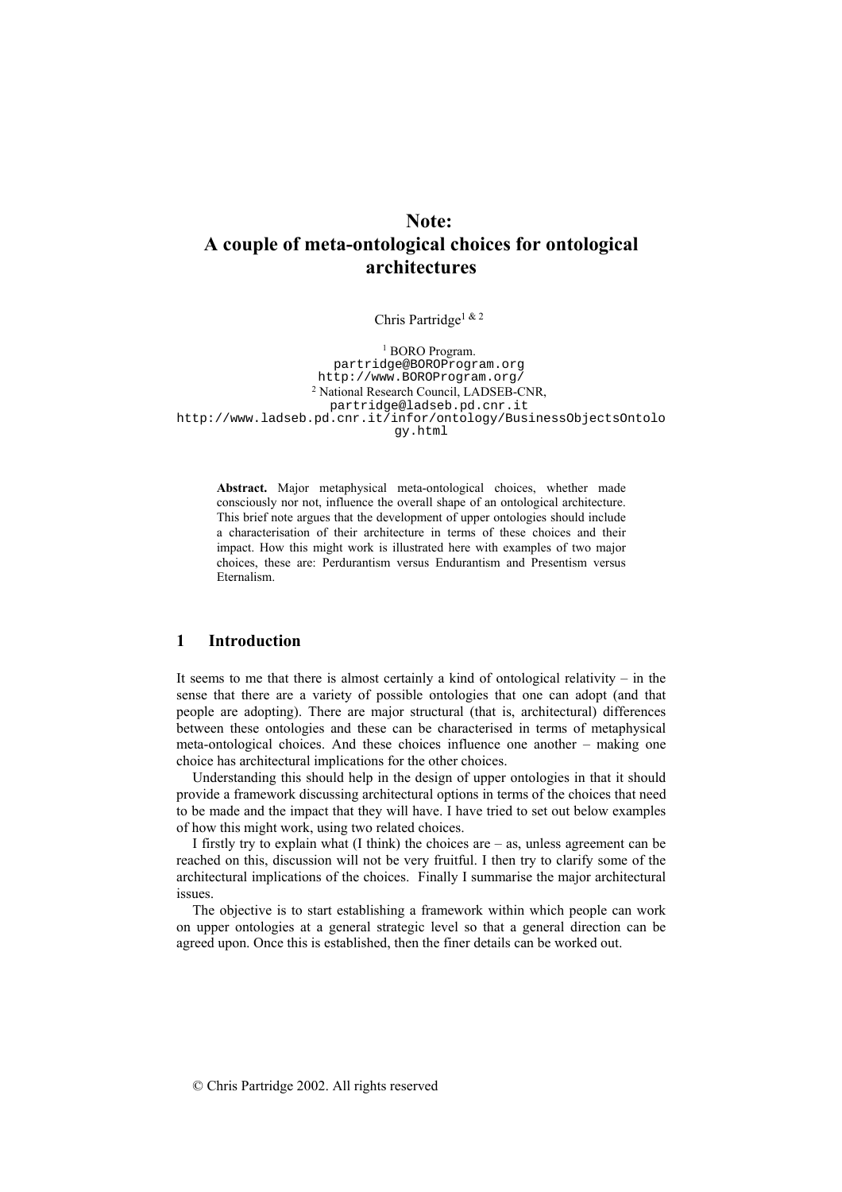# Note: A couple of meta-ontological choices for ontological architectures

Chris Partridge[1 & 2]

[1] BORO Program.
partridge@BOROProgram.org
http://www.BOROProgram.org/
[2] National Research Council, LADSEB-CNR,
partridge@ladseb.pd.cnr.it
http://www.ladseb.pd.cnr.it/infor/ontology/BusinessObjectsOntology.html

**Abstract.** Major metaphysical meta-ontological choices, whether made consciously nor not, influence the overall shape of an ontological architecture. This brief note argues that the development of upper ontologies should include a characterisation of their architecture in terms of these choices and their impact. How this might work is illustrated here with examples of two major choices, these are: Perdurantism versus Endurantism and Presentism versus Eternalism.

## 1 Introduction

It seems to me that there is almost certainly a kind of ontological relativity – in the sense that there are a variety of possible ontologies that one can adopt (and that people are adopting). There are major structural (that is, architectural) differences between these ontologies and these can be characterised in terms of metaphysical meta-ontological choices. And these choices influence one another – making one choice has architectural implications for the other choices.

Understanding this should help in the design of upper ontologies in that it should provide a framework discussing architectural options in terms of the choices that need to be made and the impact that they will have. I have tried to set out below examples of how this might work, using two related choices.

I firstly try to explain what (I think) the choices are – as, unless agreement can be reached on this, discussion will not be very fruitful. I then try to clarify some of the architectural implications of the choices. Finally I summarise the major architectural issues.

The objective is to start establishing a framework within which people can work on upper ontologies at a general strategic level so that a general direction can be agreed upon. Once this is established, then the finer details can be worked out.

© Chris Partridge 2002. All rights reserved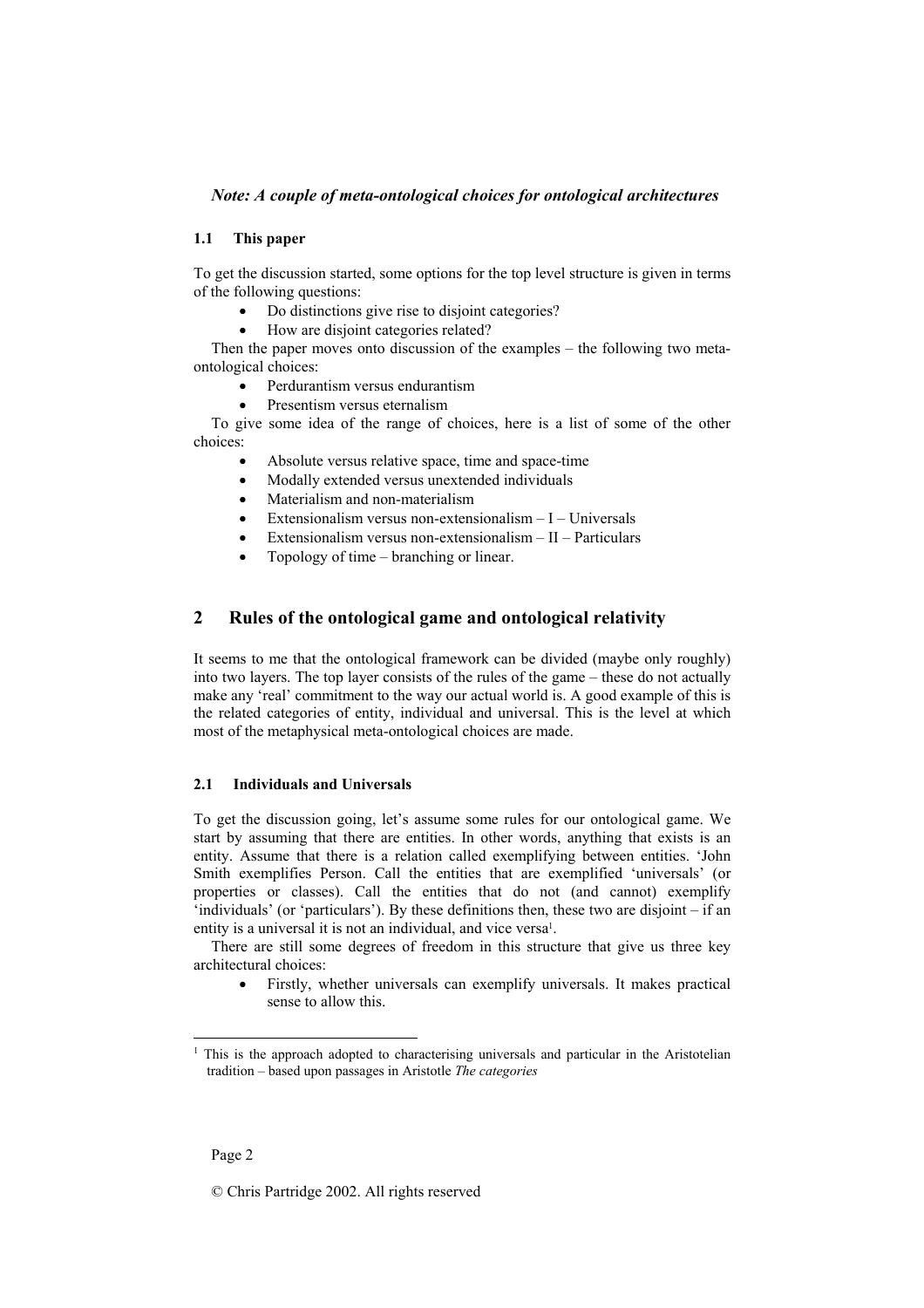*Note: A couple of meta-ontological choices for ontological architectures*

### 1.1 This paper

To get the discussion started, some options for the top level structure is given in terms of the following questions:

- Do distinctions give rise to disjoint categories?
- How are disjoint categories related?

Then the paper moves onto discussion of the examples – the following two meta-ontological choices:

- Perdurantism versus endurantism
- Presentism versus eternalism

To give some idea of the range of choices, here is a list of some of the other choices:

- Absolute versus relative space, time and space-time
- Modally extended versus unextended individuals
- Materialism and non-materialism
- Extensionalism versus non-extensionalism – I – Universals
- Extensionalism versus non-extensionalism – II – Particulars
- Topology of time – branching or linear.

## 2 Rules of the ontological game and ontological relativity

It seems to me that the ontological framework can be divided (maybe only roughly) into two layers. The top layer consists of the rules of the game – these do not actually make any 'real' commitment to the way our actual world is. A good example of this is the related categories of entity, individual and universal. This is the level at which most of the metaphysical meta-ontological choices are made.

### 2.1 Individuals and Universals

To get the discussion going, let's assume some rules for our ontological game. We start by assuming that there are entities. In other words, anything that exists is an entity. Assume that there is a relation called exemplifying between entities. 'John Smith exemplifies Person. Call the entities that are exemplified 'universals' (or properties or classes). Call the entities that do not (and cannot) exemplify 'individuals' (or 'particulars'). By these definitions then, these two are disjoint – if an entity is a universal it is not an individual, and vice versa[1].

There are still some degrees of freedom in this structure that give us three key architectural choices:

- Firstly, whether universals can exemplify universals. It makes practical sense to allow this.

[1] This is the approach adopted to characterising universals and particular in the Aristotelian tradition – based upon passages in Aristotle *The categories*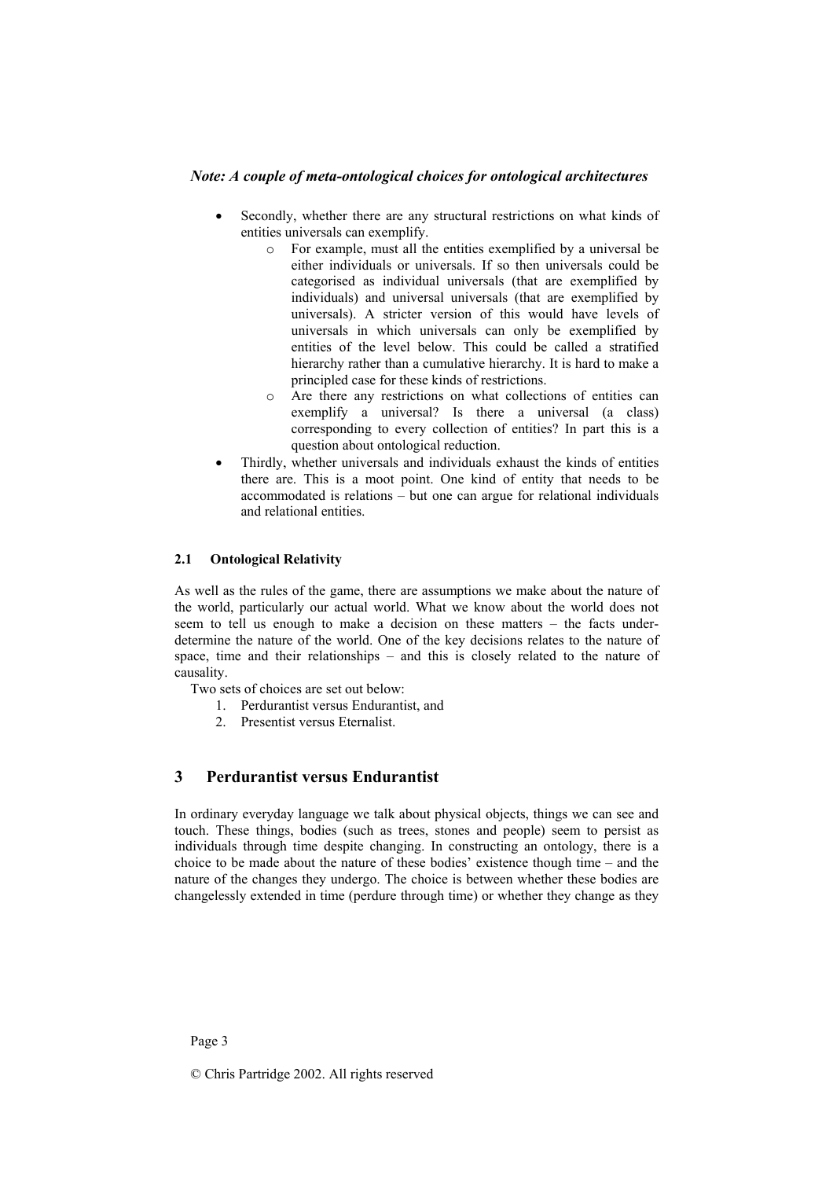- Secondly, whether there are any structural restrictions on what kinds of entities universals can exemplify.
  - For example, must all the entities exemplified by a universal be either individuals or universals. If so then universals could be categorised as individual universals (that are exemplified by individuals) and universal universals (that are exemplified by universals). A stricter version of this would have levels of universals in which universals can only be exemplified by entities of the level below. This could be called a stratified hierarchy rather than a cumulative hierarchy. It is hard to make a principled case for these kinds of restrictions.
  - Are there any restrictions on what collections of entities can exemplify a universal? Is there a universal (a class) corresponding to every collection of entities? In part this is a question about ontological reduction.
- Thirdly, whether universals and individuals exhaust the kinds of entities there are. This is a moot point. One kind of entity that needs to be accommodated is relations – but one can argue for relational individuals and relational entities.

### 2.1 Ontological Relativity

As well as the rules of the game, there are assumptions we make about the nature of the world, particularly our actual world. What we know about the world does not seem to tell us enough to make a decision on these matters – the facts under-determine the nature of the world. One of the key decisions relates to the nature of space, time and their relationships – and this is closely related to the nature of causality.

Two sets of choices are set out below:

1. Perdurantist versus Endurantist, and
2. Presentist versus Eternalist.

## 3 Perdurantist versus Endurantist

In ordinary everyday language we talk about physical objects, things we can see and touch. These things, bodies (such as trees, stones and people) seem to persist as individuals through time despite changing. In constructing an ontology, there is a choice to be made about the nature of these bodies' existence though time – and the nature of the changes they undergo. The choice is between whether these bodies are changelessly extended in time (perdure through time) or whether they change as they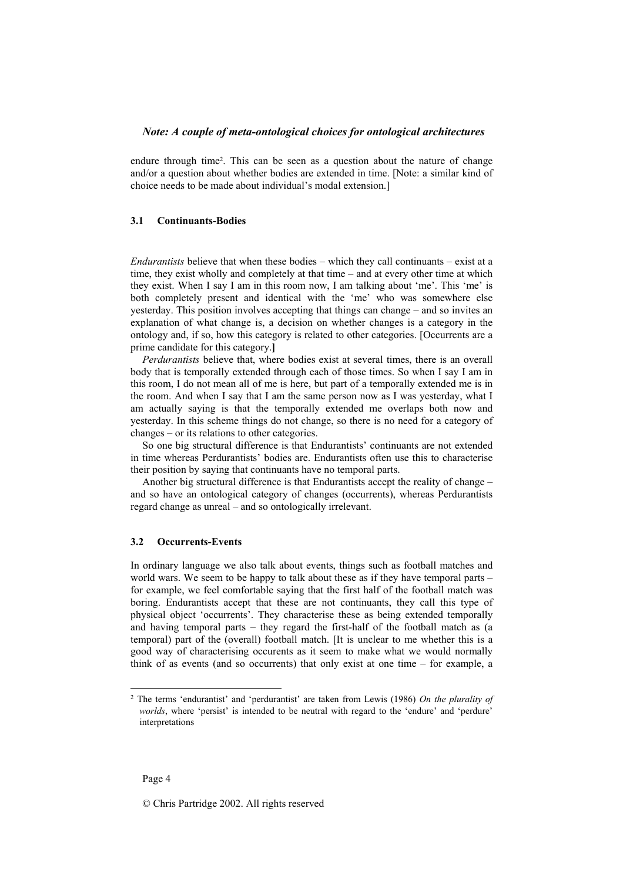endure through time[2]. This can be seen as a question about the nature of change and/or a question about whether bodies are extended in time. [Note: a similar kind of choice needs to be made about individual's modal extension.]

### 3.1 Continuants-Bodies

*Endurantists* believe that when these bodies – which they call continuants – exist at a time, they exist wholly and completely at that time – and at every other time at which they exist. When I say I am in this room now, I am talking about 'me'. This 'me' is both completely present and identical with the 'me' who was somewhere else yesterday. This position involves accepting that things can change – and so invites an explanation of what change is, a decision on whether changes is a category in the ontology and, if so, how this category is related to other categories. [Occurrents are a prime candidate for this category.**]**

*Perdurantists* believe that, where bodies exist at several times, there is an overall body that is temporally extended through each of those times. So when I say I am in this room, I do not mean all of me is here, but part of a temporally extended me is in the room. And when I say that I am the same person now as I was yesterday, what I am actually saying is that the temporally extended me overlaps both now and yesterday. In this scheme things do not change, so there is no need for a category of changes – or its relations to other categories.

So one big structural difference is that Endurantists' continuants are not extended in time whereas Perdurantists' bodies are. Endurantists often use this to characterise their position by saying that continuants have no temporal parts.

Another big structural difference is that Endurantists accept the reality of change – and so have an ontological category of changes (occurrents), whereas Perdurantists regard change as unreal – and so ontologically irrelevant.

### 3.2 Occurrents-Events

In ordinary language we also talk about events, things such as football matches and world wars. We seem to be happy to talk about these as if they have temporal parts – for example, we feel comfortable saying that the first half of the football match was boring. Endurantists accept that these are not continuants, they call this type of physical object 'occurrents'. They characterise these as being extended temporally and having temporal parts – they regard the first-half of the football match as (a temporal) part of the (overall) football match. [It is unclear to me whether this is a good way of characterising occurents as it seem to make what we would normally think of as events (and so occurrents) that only exist at one time – for example, a

[2] The terms 'endurantist' and 'perdurantist' are taken from Lewis (1986) *On the plurality of worlds*, where 'persist' is intended to be neutral with regard to the 'endure' and 'perdure' interpretations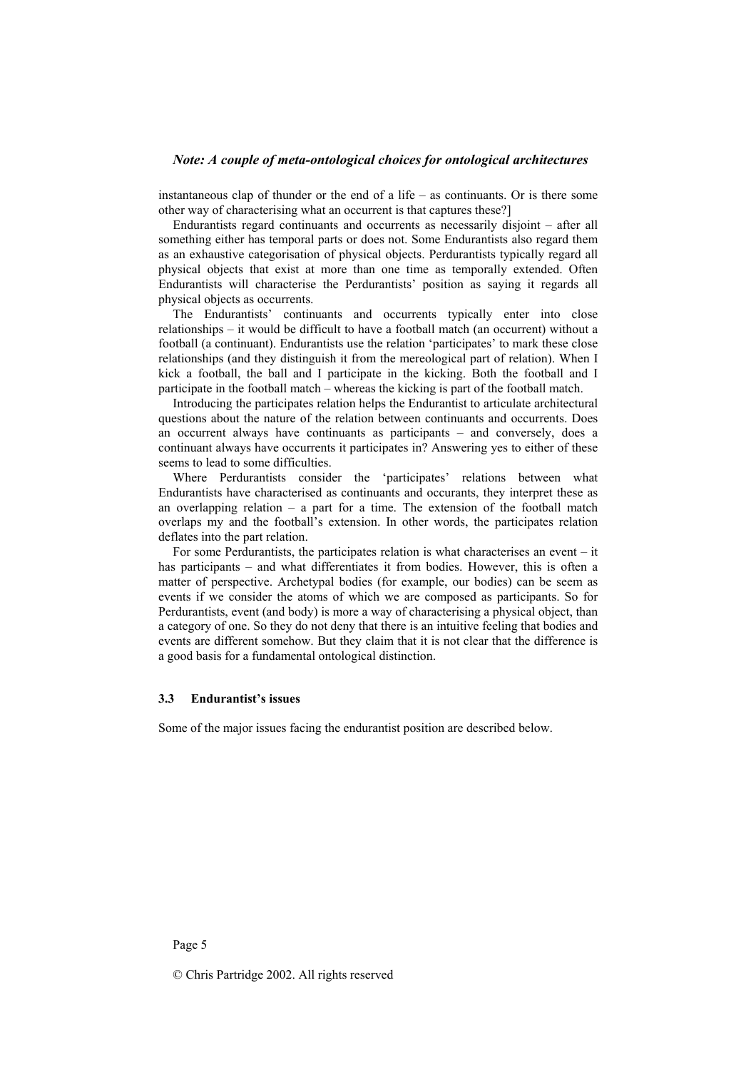instantaneous clap of thunder or the end of a life – as continuants. Or is there some other way of characterising what an occurrent is that captures these?]

Endurantists regard continuants and occurrents as necessarily disjoint – after all something either has temporal parts or does not. Some Endurantists also regard them as an exhaustive categorisation of physical objects. Perdurantists typically regard all physical objects that exist at more than one time as temporally extended. Often Endurantists will characterise the Perdurantists' position as saying it regards all physical objects as occurrents.

The Endurantists' continuants and occurrents typically enter into close relationships – it would be difficult to have a football match (an occurrent) without a football (a continuant). Endurantists use the relation 'participates' to mark these close relationships (and they distinguish it from the mereological part of relation). When I kick a football, the ball and I participate in the kicking. Both the football and I participate in the football match – whereas the kicking is part of the football match.

Introducing the participates relation helps the Endurantist to articulate architectural questions about the nature of the relation between continuants and occurrents. Does an occurrent always have continuants as participants – and conversely, does a continuant always have occurrents it participates in? Answering yes to either of these seems to lead to some difficulties.

Where Perdurantists consider the 'participates' relations between what Endurantists have characterised as continuants and occurants, they interpret these as an overlapping relation – a part for a time. The extension of the football match overlaps my and the football's extension. In other words, the participates relation deflates into the part relation.

For some Perdurantists, the participates relation is what characterises an event – it has participants – and what differentiates it from bodies. However, this is often a matter of perspective. Archetypal bodies (for example, our bodies) can be seem as events if we consider the atoms of which we are composed as participants. So for Perdurantists, event (and body) is more a way of characterising a physical object, than a category of one. So they do not deny that there is an intuitive feeling that bodies and events are different somehow. But they claim that it is not clear that the difference is a good basis for a fundamental ontological distinction.

### 3.3 Endurantist's issues

Some of the major issues facing the endurantist position are described below.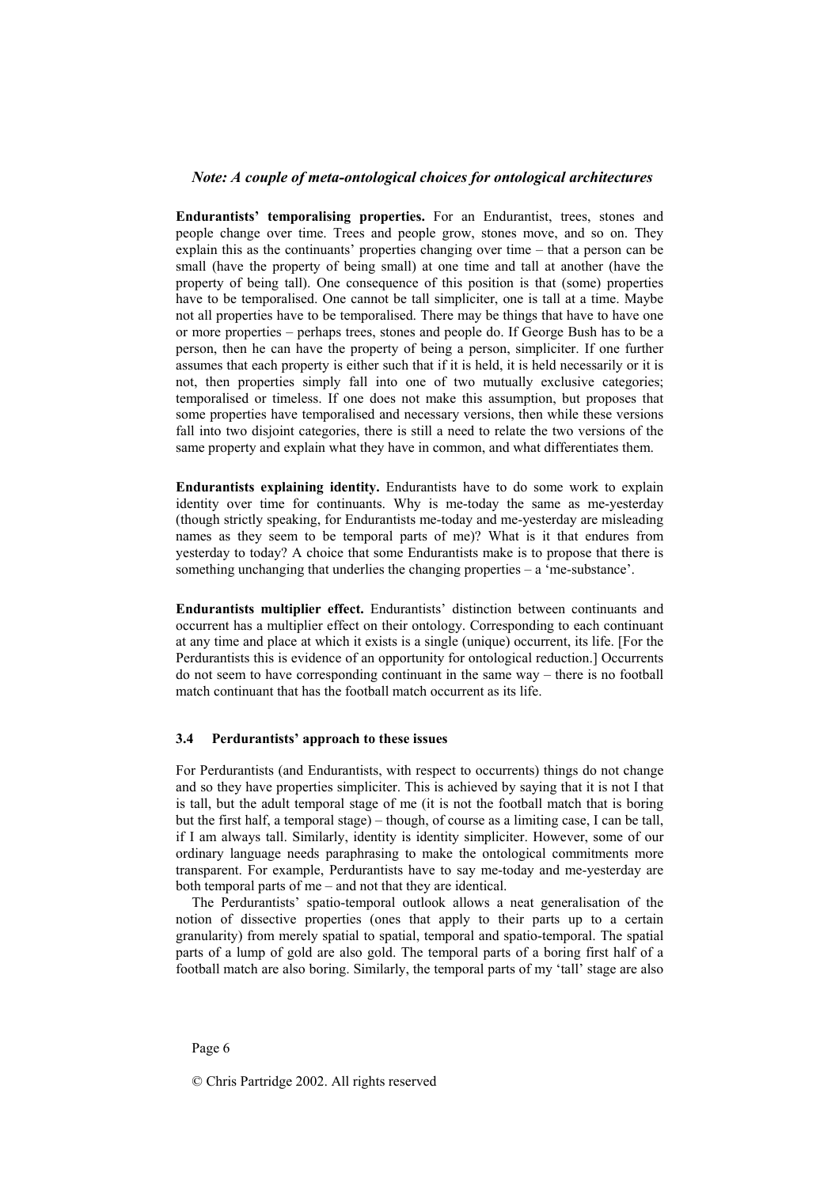*Note: A couple of meta-ontological choices for ontological architectures*

**Endurantists' temporalising properties.** For an Endurantist, trees, stones and people change over time. Trees and people grow, stones move, and so on. They explain this as the continuants' properties changing over time – that a person can be small (have the property of being small) at one time and tall at another (have the property of being tall). One consequence of this position is that (some) properties have to be temporalised. One cannot be tall simpliciter, one is tall at a time. Maybe not all properties have to be temporalised. There may be things that have to have one or more properties – perhaps trees, stones and people do. If George Bush has to be a person, then he can have the property of being a person, simpliciter. If one further assumes that each property is either such that if it is held, it is held necessarily or it is not, then properties simply fall into one of two mutually exclusive categories; temporalised or timeless. If one does not make this assumption, but proposes that some properties have temporalised and necessary versions, then while these versions fall into two disjoint categories, there is still a need to relate the two versions of the same property and explain what they have in common, and what differentiates them.

**Endurantists explaining identity.** Endurantists have to do some work to explain identity over time for continuants. Why is me-today the same as me-yesterday (though strictly speaking, for Endurantists me-today and me-yesterday are misleading names as they seem to be temporal parts of me)? What is it that endures from yesterday to today? A choice that some Endurantists make is to propose that there is something unchanging that underlies the changing properties – a 'me-substance'.

**Endurantists multiplier effect.** Endurantists' distinction between continuants and occurrent has a multiplier effect on their ontology. Corresponding to each continuant at any time and place at which it exists is a single (unique) occurrent, its life. [For the Perdurantists this is evidence of an opportunity for ontological reduction.] Occurrents do not seem to have corresponding continuant in the same way – there is no football match continuant that has the football match occurrent as its life.

### 3.4 Perdurantists' approach to these issues

For Perdurantists (and Endurantists, with respect to occurrents) things do not change and so they have properties simpliciter. This is achieved by saying that it is not I that is tall, but the adult temporal stage of me (it is not the football match that is boring but the first half, a temporal stage) – though, of course as a limiting case, I can be tall, if I am always tall. Similarly, identity is identity simpliciter. However, some of our ordinary language needs paraphrasing to make the ontological commitments more transparent. For example, Perdurantists have to say me-today and me-yesterday are both temporal parts of me – and not that they are identical.

The Perdurantists' spatio-temporal outlook allows a neat generalisation of the notion of dissective properties (ones that apply to their parts up to a certain granularity) from merely spatial to spatial, temporal and spatio-temporal. The spatial parts of a lump of gold are also gold. The temporal parts of a boring first half of a football match are also boring. Similarly, the temporal parts of my 'tall' stage are also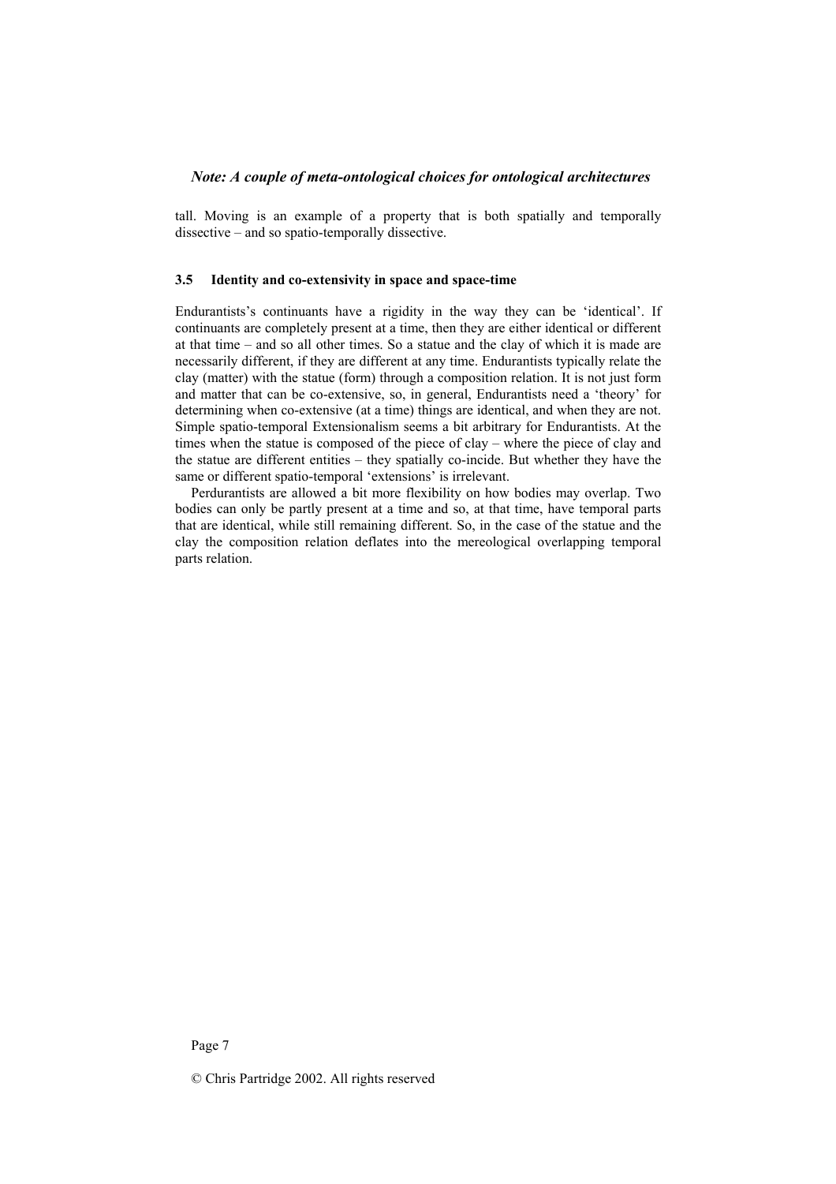tall. Moving is an example of a property that is both spatially and temporally dissective – and so spatio-temporally dissective.

### 3.5 Identity and co-extensivity in space and space-time

Endurantists's continuants have a rigidity in the way they can be 'identical'. If continuants are completely present at a time, then they are either identical or different at that time – and so all other times. So a statue and the clay of which it is made are necessarily different, if they are different at any time. Endurantists typically relate the clay (matter) with the statue (form) through a composition relation. It is not just form and matter that can be co-extensive, so, in general, Endurantists need a 'theory' for determining when co-extensive (at a time) things are identical, and when they are not. Simple spatio-temporal Extensionalism seems a bit arbitrary for Endurantists. At the times when the statue is composed of the piece of clay – where the piece of clay and the statue are different entities – they spatially co-incide. But whether they have the same or different spatio-temporal 'extensions' is irrelevant.

Perdurantists are allowed a bit more flexibility on how bodies may overlap. Two bodies can only be partly present at a time and so, at that time, have temporal parts that are identical, while still remaining different. So, in the case of the statue and the clay the composition relation deflates into the mereological overlapping temporal parts relation.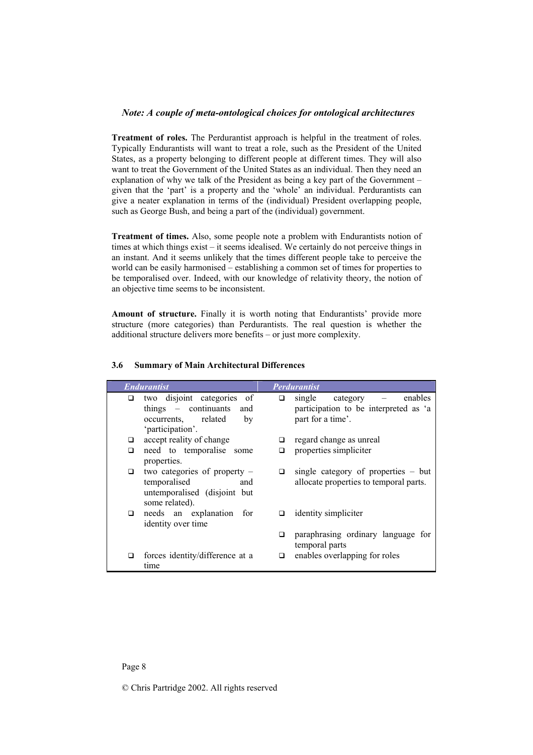### *Note: A couple of meta-ontological choices for ontological architectures*

**Treatment of roles.** The Perdurantist approach is helpful in the treatment of roles. Typically Endurantists will want to treat a role, such as the President of the United States, as a property belonging to different people at different times. They will also want to treat the Government of the United States as an individual. Then they need an explanation of why we talk of the President as being a key part of the Government – given that the 'part' is a property and the 'whole' an individual. Perdurantists can give a neater explanation in terms of the (individual) President overlapping people, such as George Bush, and being a part of the (individual) government.

**Treatment of times.** Also, some people note a problem with Endurantists notion of times at which things exist – it seems idealised. We certainly do not perceive things in an instant. And it seems unlikely that the times different people take to perceive the world can be easily harmonised – establishing a common set of times for properties to be temporalised over. Indeed, with our knowledge of relativity theory, the notion of an objective time seems to be inconsistent.

**Amount of structure.** Finally it is worth noting that Endurantists' provide more structure (more categories) than Perdurantists. The real question is whether the additional structure delivers more benefits – or just more complexity.

### 3.6 Summary of Main Architectural Differences

| *Endurantist* | *Perdurantist* |
|---|---|
| ❑ two disjoint categories of things – continuants and occurrents, related by 'participation'. | ❑ single category – enables participation to be interpreted as 'a part for a time'. |
| ❑ accept reality of change | ❑ regard change as unreal |
| ❑ need to temporalise some properties. | ❑ properties simpliciter |
| ❑ two categories of property – temporalised and untemporalised (disjoint but some related). | ❑ single category of properties – but allocate properties to temporal parts. |
| ❑ needs an explanation for identity over time | ❑ identity simpliciter |
| | ❑ paraphrasing ordinary language for temporal parts |
| ❑ forces identity/difference at a time | ❑ enables overlapping for roles |

© Chris Partridge 2002. All rights reserved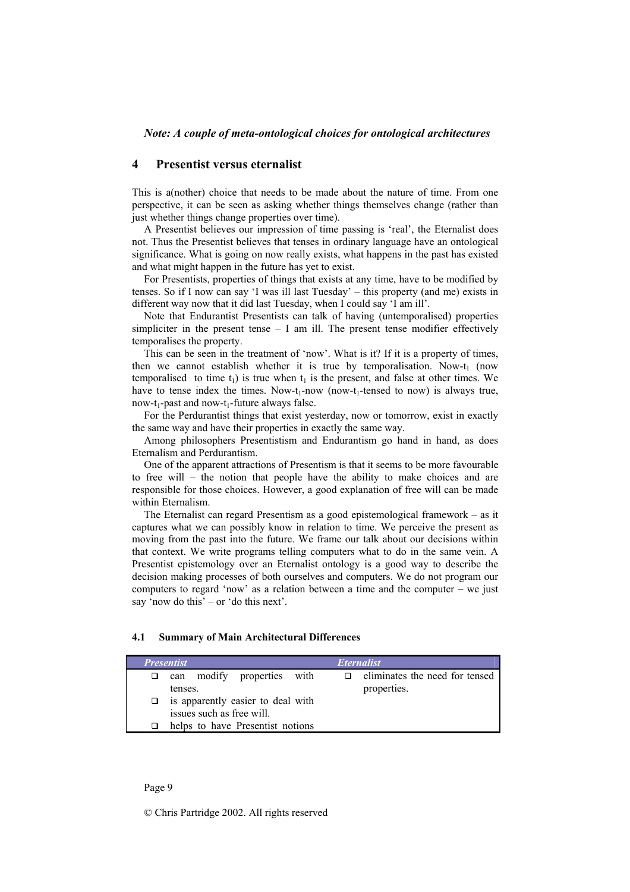# 4 Presentist versus eternalist

This is a(nother) choice that needs to be made about the nature of time. From one perspective, it can be seen as asking whether things themselves change (rather than just whether things change properties over time).

A Presentist believes our impression of time passing is 'real', the Eternalist does not. Thus the Presentist believes that tenses in ordinary language have an ontological significance. What is going on now really exists, what happens in the past has existed and what might happen in the future has yet to exist.

For Presentists, properties of things that exists at any time, have to be modified by tenses. So if I now can say 'I was ill last Tuesday' – this property (and me) exists in different way now that it did last Tuesday, when I could say 'I am ill'.

Note that Endurantist Presentists can talk of having (untemporalised) properties simpliciter in the present tense – I am ill. The present tense modifier effectively temporalises the property.

This can be seen in the treatment of 'now'. What is it? If it is a property of times, then we cannot establish whether it is true by temporalisation. Now-$t_1$ (now temporalised to time $t_1$) is true when $t_1$ is the present, and false at other times. We have to tense index the times. Now-$t_1$-now (now-$t_1$-tensed to now) is always true, now-$t_1$-past and now-$t_1$-future always false.

For the Perdurantist things that exist yesterday, now or tomorrow, exist in exactly the same way and have their properties in exactly the same way.

Among philosophers Presentistism and Endurantism go hand in hand, as does Eternalism and Perdurantism.

One of the apparent attractions of Presentism is that it seems to be more favourable to free will – the notion that people have the ability to make choices and are responsible for those choices. However, a good explanation of free will can be made within Eternalism.

The Eternalist can regard Presentism as a good epistemological framework – as it captures what we can possibly know in relation to time. We perceive the present as moving from the past into the future. We frame our talk about our decisions within that context. We write programs telling computers what to do in the same vein. A Presentist epistemology over an Eternalist ontology is a good way to describe the decision making processes of both ourselves and computers. We do not program our computers to regard 'now' as a relation between a time and the computer – we just say 'now do this' – or 'do this next'.

### 4.1 Summary of Main Architectural Differences

| *Presentist* | *Eternalist* |
|---|---|
| ❑ can modify properties with tenses.<br>❑ is apparently easier to deal with issues such as free will.<br>❑ helps to have Presentist notions | ❑ eliminates the need for tensed properties. |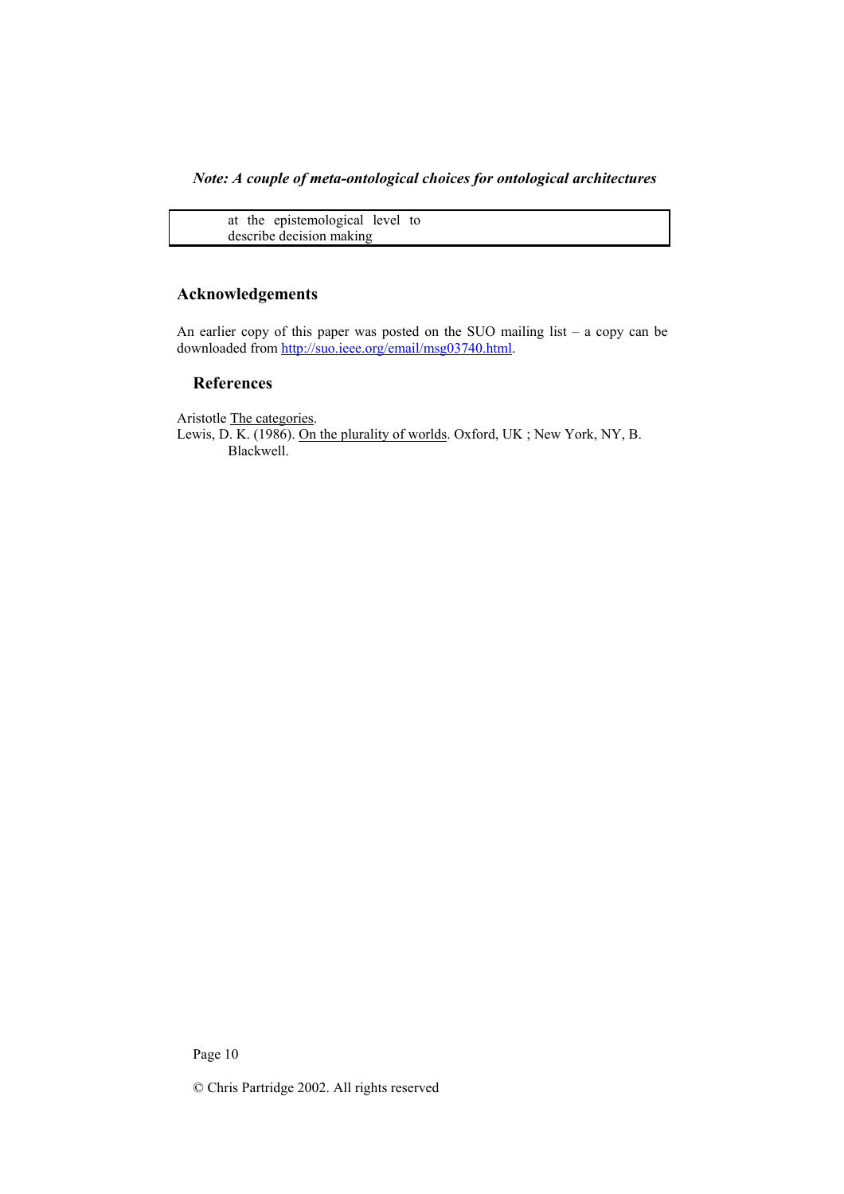| | |
|---|---|
| | at the epistemological level to describe decision making |

## Acknowledgements

An earlier copy of this paper was posted on the SUO mailing list – a copy can be downloaded from http://suo.ieee.org/email/msg03740.html.

## References

Aristotle The categories.

Lewis, D. K. (1986). On the plurality of worlds. Oxford, UK ; New York, NY, B. Blackwell.

© Chris Partridge 2002. All rights reserved